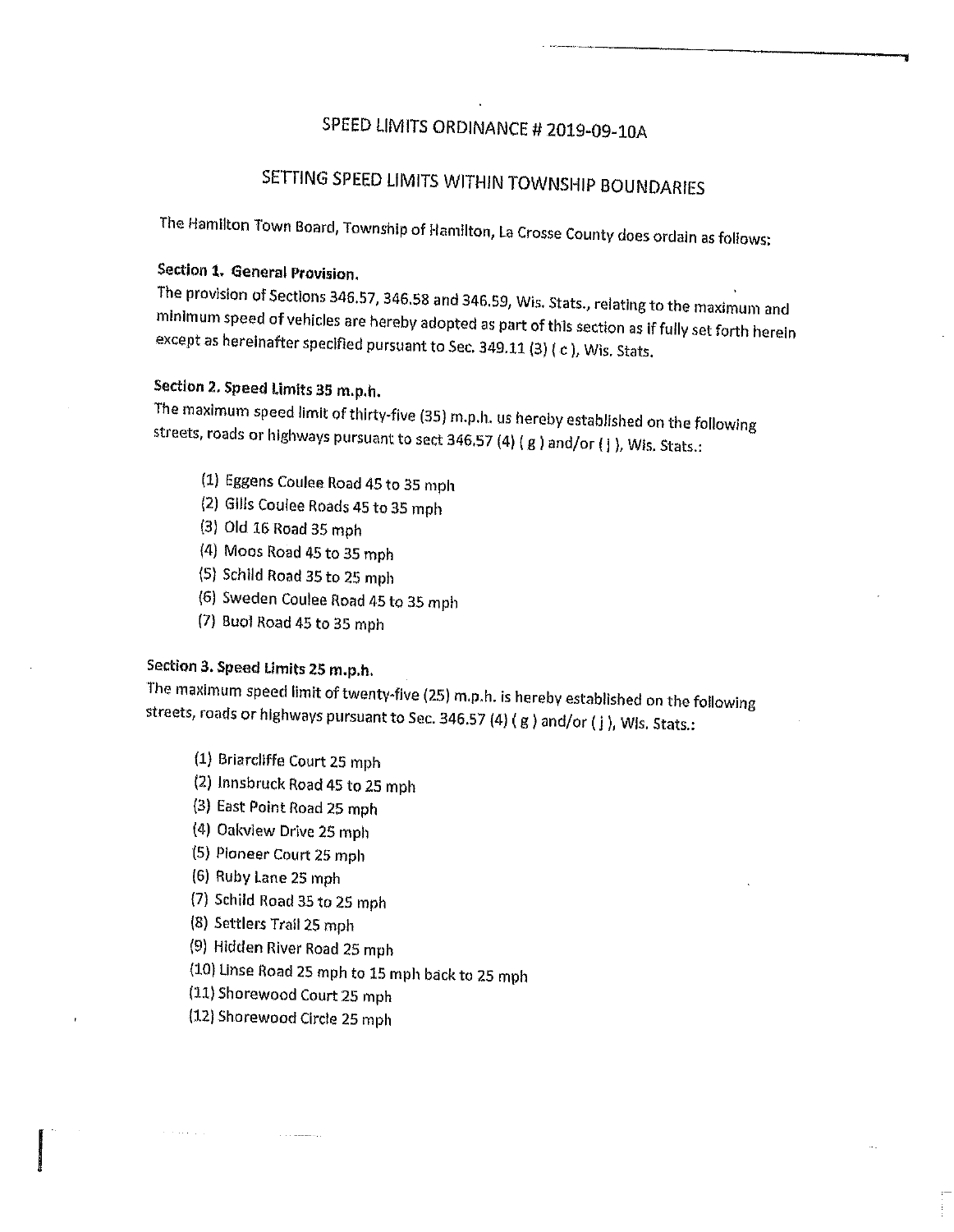# SPEED LIMITS ORDINANCE # 2019-09-10A

## SETTING SPEED LIMITS WITHIN TOWNSHIP BOUNDARIES

The Hamilton Town Board, Township of Hamilton, La Crosse County does ordain as follows:

**Section 1. General Provision.**

The provision of Sections 346.57, 346.58 and 346.59, Wis. Stats., relating to the maximum and minimum speed of vehicles are hereby adopted as part of this section as if fully set forth herein except as hereinafter specified pursuant to Sec. 349.11 (3) ( c ), Wis. Stats.

**Section 2. Speed Limits 35 m.p.h.**

The maximum speed limit of thirty-five (35) m.p.h. us hereby established on the following streets, roads or highways pursuant to sect 346.57 (4) ( g ) and/or ( j ), Wis. Stats.:

(1) Eggens Coulee Road 45 to 35 mph
(2) Gills Coulee Roads 45 to 35 mph
(3) Old 16 Road 35 mph
(4) Moos Road 45 to 35 mph
(5) Schild Road 35 to 25 mph
(6) Sweden Coulee Road 45 to 35 mph
(7) Buol Road 45 to 35 mph

**Section 3. Speed Limits 25 m.p.h.**

The maximum speed limit of twenty-five (25) m.p.h. is hereby established on the following streets, roads or highways pursuant to Sec. 346.57 (4) ( g ) and/or ( j ), Wis. Stats.:

(1) Briarcliffe Court 25 mph
(2) Innsbruck Road 45 to 25 mph
(3) East Point Road 25 mph
(4) Oakview Drive 25 mph
(5) Pioneer Court 25 mph
(6) Ruby Lane 25 mph
(7) Schild Road 35 to 25 mph
(8) Settlers Trail 25 mph
(9) Hidden River Road 25 mph
(10) Linse Road 25 mph to 15 mph back to 25 mph
(11) Shorewood Court 25 mph
(12) Shorewood Circle 25 mph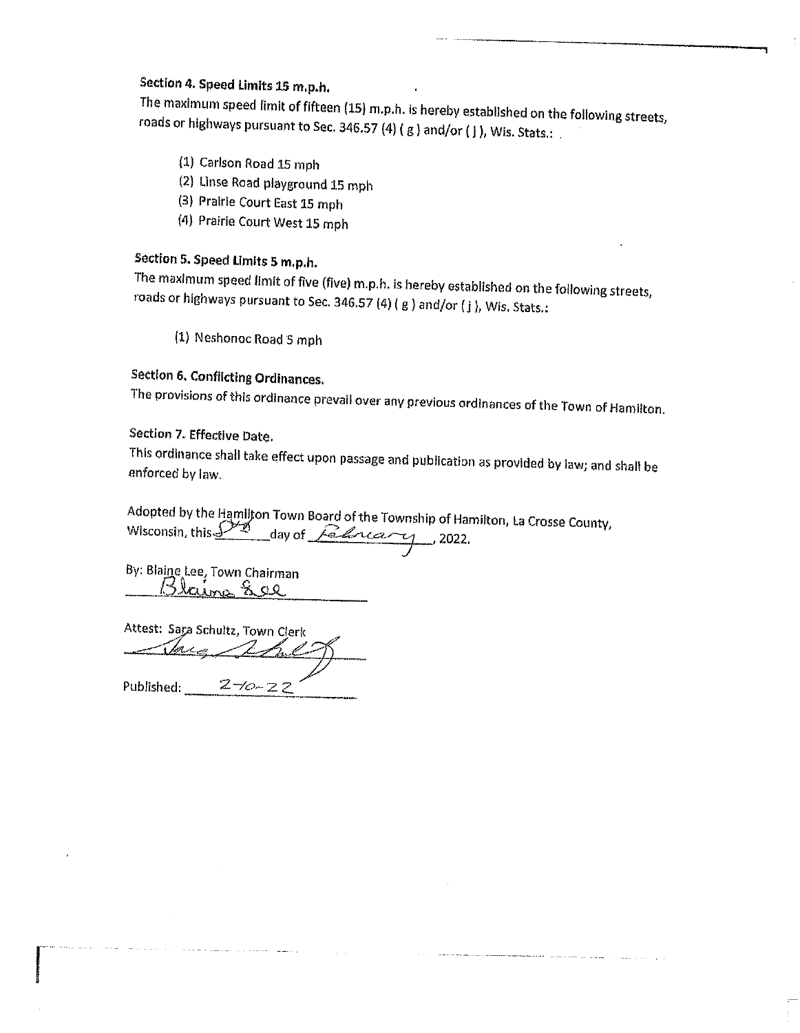**Section 4. Speed Limits 15 m.p.h.**

The maximum speed limit of fifteen (15) m.p.h. is hereby established on the following streets, roads or highways pursuant to Sec. 346.57 (4) ( g ) and/or ( j ), Wis. Stats.:

(1) Carlson Road 15 mph
(2) Linse Road playground 15 mph
(3) Prairie Court East 15 mph
(4) Prairie Court West 15 mph

**Section 5. Speed Limits 5 m.p.h.**

The maximum speed limit of five (five) m.p.h. is hereby established on the following streets, roads or highways pursuant to Sec. 346.57 (4) ( g ) and/or ( j ), Wis. Stats.:

(1) Neshonoc Road 5 mph

**Section 6. Conflicting Ordinances.**

The provisions of this ordinance prevail over any previous ordinances of the Town of Hamilton.

**Section 7. Effective Date.**

This ordinance shall take effect upon passage and publication as provided by law; and shall be enforced by law.

Adopted by the Hamilton Town Board of the Township of Hamilton, La Crosse County, Wisconsin, this 9th day of February, 2022.

By: Blaine Lee, Town Chairman

Blaine Lee

Attest: Sara Schultz, Town Clerk

Sara Schultz

Published: 2-10-22